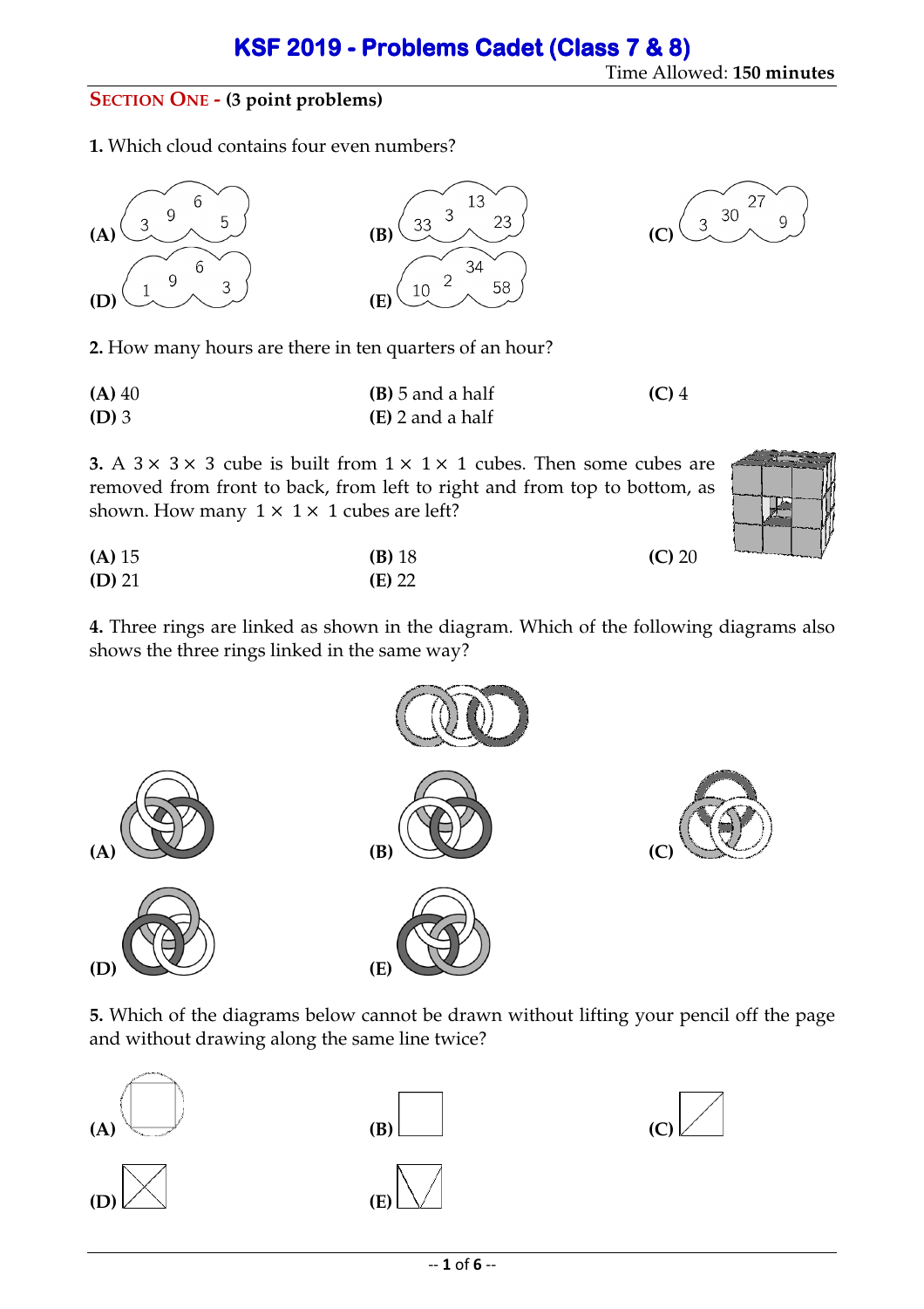# KSF 2019 - Problems Cadet (Class 7 & 8)

Time Allowed: **150 minutes**

## SECTION ONE - (3 point problems)

**1.** Which cloud contains four even numbers?

(A) 3, 9, 6, 5

(B) 33, 3, 13, 23

(C) 3, 30, 27, 9

(D) 1, 9, 6, 3

(E) 10, 2, 34, 58

**2.** How many hours are there in ten quarters of an hour?

**(A)** 40 **(B)** 5 and a half **(C)** 4
**(D)** 3 **(E)** 2 and a half

**3.** A $3 \times 3 \times 3$ cube is built from $1 \times 1 \times 1$ cubes. Then some cubes are removed from front to back, from left to right and from top to bottom, as shown. How many $1 \times 1 \times 1$ cubes are left?

**(A)** 15 **(B)** 18 **(C)** 20
**(D)** 21 **(E)** 22

**4.** Three rings are linked as shown in the diagram. Which of the following diagrams also shows the three rings linked in the same way?

**(A)** **(B)** **(C)**
**(D)** **(E)**

**5.** Which of the diagrams below cannot be drawn without lifting your pencil off the page and without drawing along the same line twice?

**(A)** **(B)** **(C)**
**(D)** **(E)**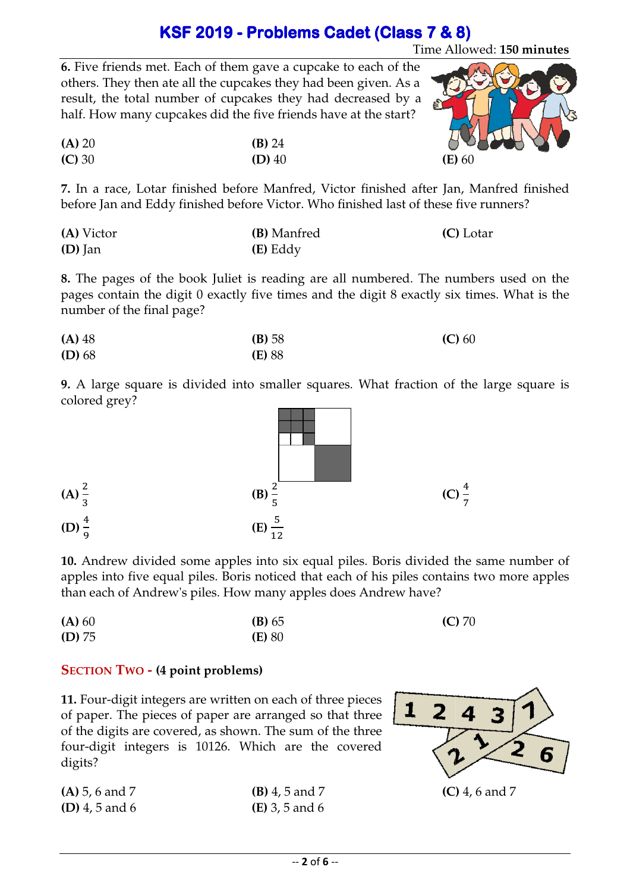# KSF 2019 - Problems Cadet (Class 7 & 8)

Time Allowed: **150 minutes**

**6.** Five friends met. Each of them gave a cupcake to each of the others. They then ate all the cupcakes they had been given. As a result, the total number of cupcakes they had decreased by a half. How many cupcakes did the five friends have at the start?

**(A)** 20
**(B)** 24
**(C)** 30
**(D)** 40
**(E)** 60

**7.** In a race, Lotar finished before Manfred, Victor finished after Jan, Manfred finished before Jan and Eddy finished before Victor. Who finished last of these five runners?

**(A)** Victor
**(B)** Manfred
**(C)** Lotar
**(D)** Jan
**(E)** Eddy

**8.** The pages of the book Juliet is reading are all numbered. The numbers used on the pages contain the digit 0 exactly five times and the digit 8 exactly six times. What is the number of the final page?

**(A)** 48
**(B)** 58
**(C)** 60
**(D)** 68
**(E)** 88

**9.** A large square is divided into smaller squares. What fraction of the large square is colored grey?

**(A)** $\frac{2}{3}$
**(B)** $\frac{2}{5}$
**(C)** $\frac{4}{7}$
**(D)** $\frac{4}{9}$
**(E)** $\frac{5}{12}$

**10.** Andrew divided some apples into six equal piles. Boris divided the same number of apples into five equal piles. Boris noticed that each of his piles contains two more apples than each of Andrew's piles. How many apples does Andrew have?

**(A)** 60
**(B)** 65
**(C)** 70
**(D)** 75
**(E)** 80

## SECTION TWO - (4 point problems)

**11.** Four-digit integers are written on each of three pieces of paper. The pieces of paper are arranged so that three of the digits are covered, as shown. The sum of the three four-digit integers is 10126. Which are the covered digits?

**(A)** 5, 6 and 7
**(B)** 4, 5 and 7
**(C)** 4, 6 and 7
**(D)** 4, 5 and 6
**(E)** 3, 5 and 6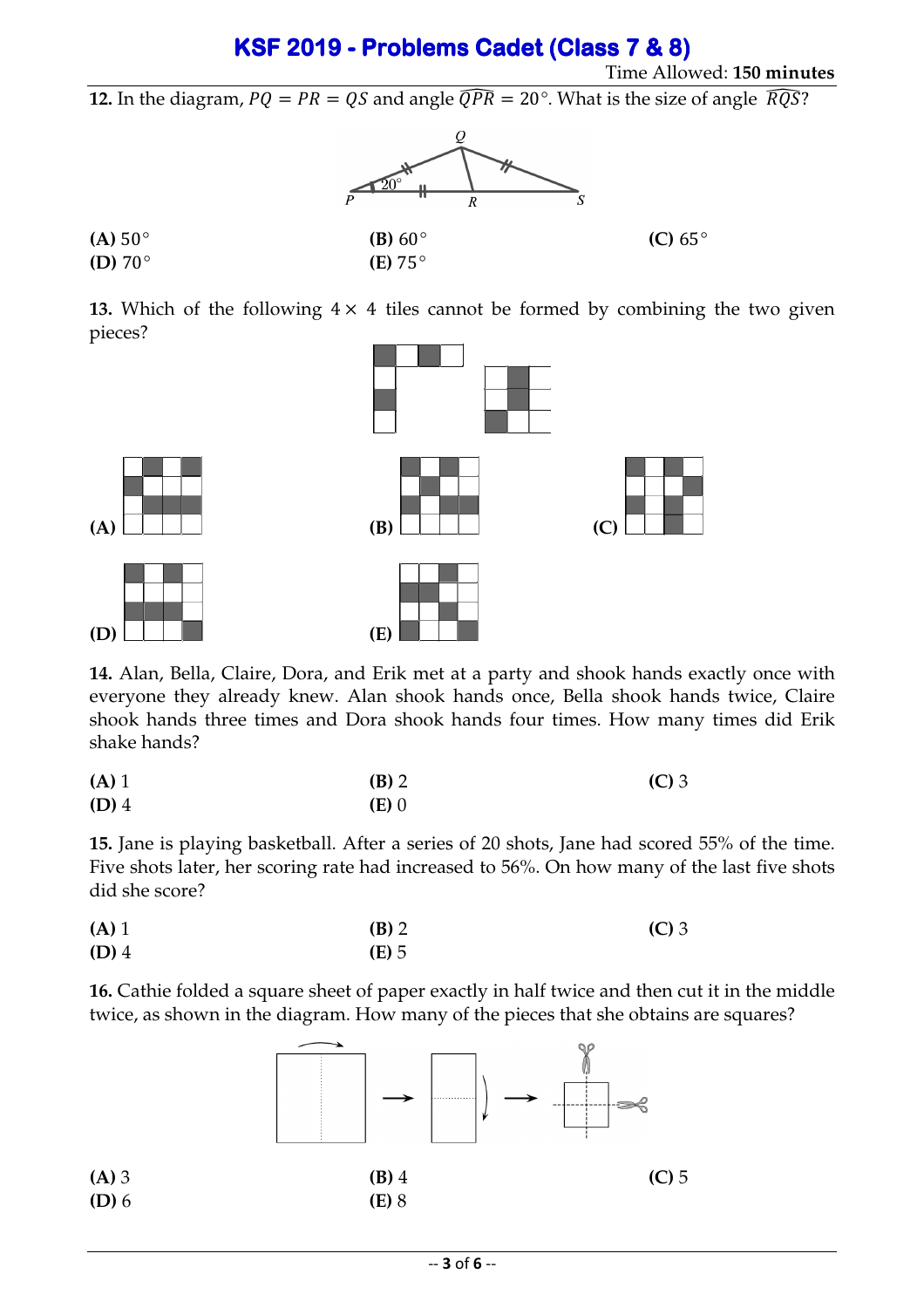**12.** In the diagram, $PQ = PR = QS$ and angle $\widehat{QPR} = 20^\circ$. What is the size of angle $\widehat{RQS}$?

**(A)** $50^\circ$
**(B)** $60^\circ$
**(C)** $65^\circ$
**(D)** $70^\circ$
**(E)** $75^\circ$

**13.** Which of the following $4 \times 4$ tiles cannot be formed by combining the two given pieces?

**(A)**
**(B)**
**(C)**
**(D)**
**(E)**

**14.** Alan, Bella, Claire, Dora, and Erik met at a party and shook hands exactly once with everyone they already knew. Alan shook hands once, Bella shook hands twice, Claire shook hands three times and Dora shook hands four times. How many times did Erik shake hands?

**(A)** 1
**(B)** 2
**(C)** 3
**(D)** 4
**(E)** 0

**15.** Jane is playing basketball. After a series of 20 shots, Jane had scored 55% of the time. Five shots later, her scoring rate had increased to 56%. On how many of the last five shots did she score?

**(A)** 1
**(B)** 2
**(C)** 3
**(D)** 4
**(E)** 5

**16.** Cathie folded a square sheet of paper exactly in half twice and then cut it in the middle twice, as shown in the diagram. How many of the pieces that she obtains are squares?

**(A)** 3
**(B)** 4
**(C)** 5
**(D)** 6
**(E)** 8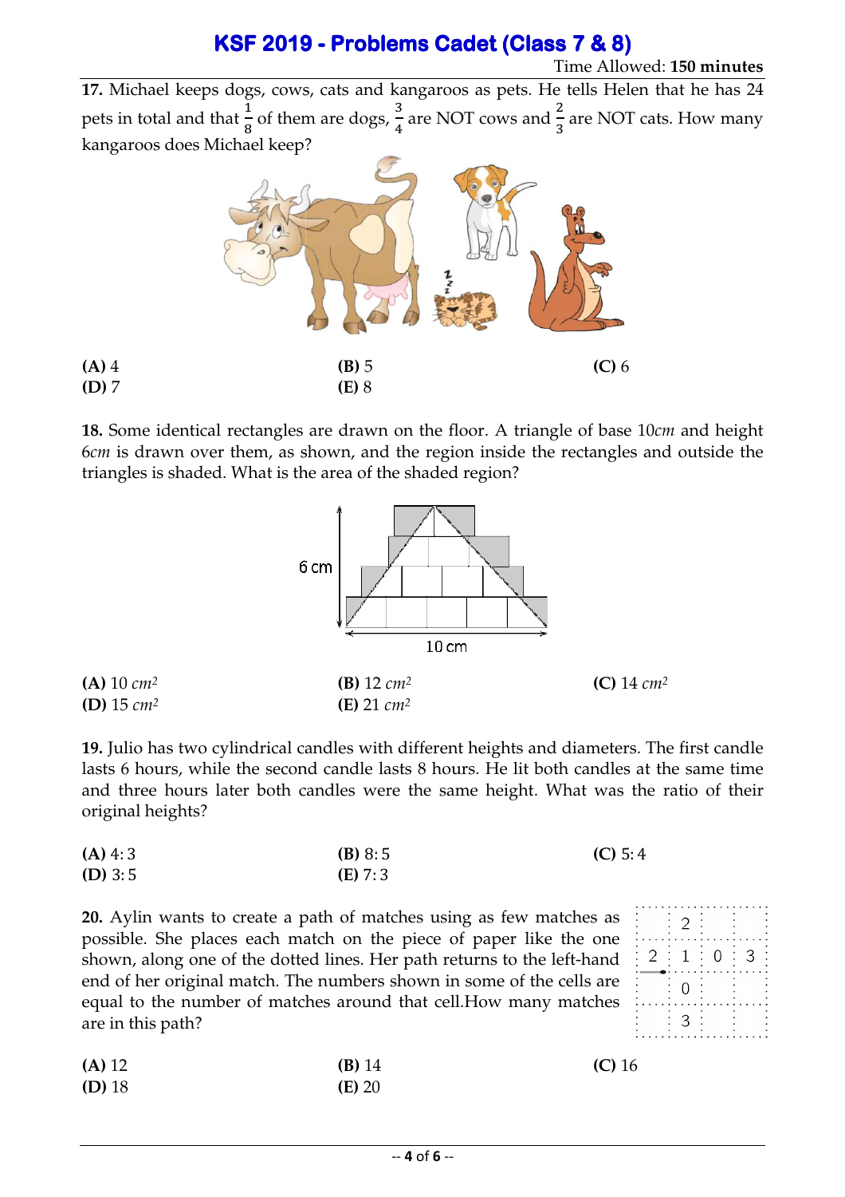# KSF 2019 - Problems Cadet (Class 7 & 8)

Time Allowed: **150 minutes**

**17.** Michael keeps dogs, cows, cats and kangaroos as pets. He tells Helen that he has 24 pets in total and that $\frac{1}{8}$ of them are dogs, $\frac{3}{4}$ are NOT cows and $\frac{2}{3}$ are NOT cats. How many kangaroos does Michael keep?

**(A)** 4 **(B)** 5 **(C)** 6
**(D)** 7 **(E)** 8

**18.** Some identical rectangles are drawn on the floor. A triangle of base 10*cm* and height 6*cm* is drawn over them, as shown, and the region inside the rectangles and outside the triangles is shaded. What is the area of the shaded region?

**(A)** 10 $cm^2$ **(B)** 12 $cm^2$ **(C)** 14 $cm^2$
**(D)** 15 $cm^2$ **(E)** 21 $cm^2$

**19.** Julio has two cylindrical candles with different heights and diameters. The first candle lasts 6 hours, while the second candle lasts 8 hours. He lit both candles at the same time and three hours later both candles were the same height. What was the ratio of their original heights?

**(A)** 4 : 3 **(B)** 8 : 5 **(C)** 5 : 4
**(D)** 3 : 5 **(E)** 7 : 3

**20.** Aylin wants to create a path of matches using as few matches as possible. She places each match on the piece of paper like the one shown, along one of the dotted lines. Her path returns to the left-hand end of her original match. The numbers shown in some of the cells are equal to the number of matches around that cell. How many matches are in this path?

**(A)** 12 **(B)** 14 **(C)** 16
**(D)** 18 **(E)** 20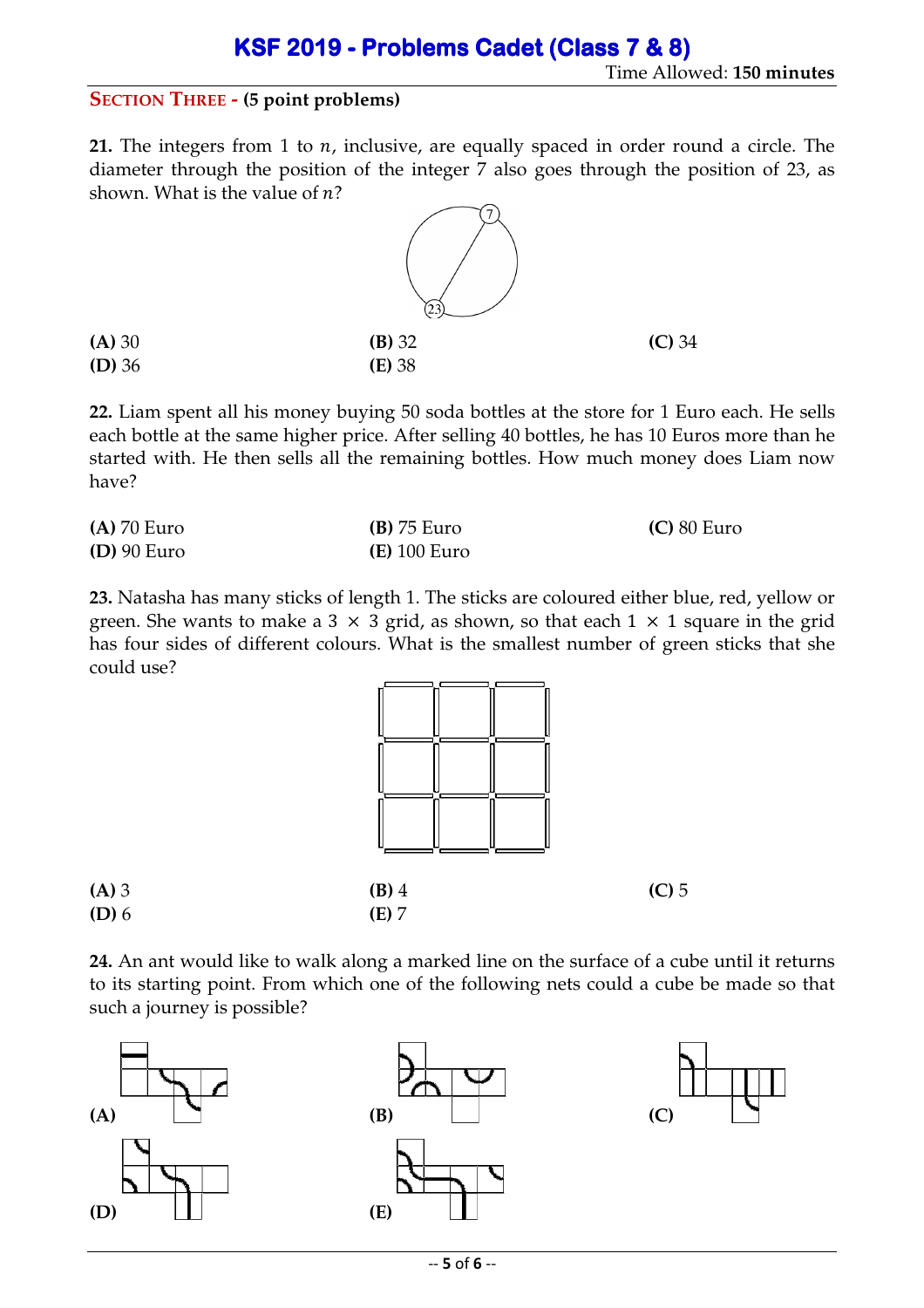## Section Three - (5 point problems)

**21.** The integers from 1 to $n$, inclusive, are equally spaced in order round a circle. The diameter through the position of the integer 7 also goes through the position of 23, as shown. What is the value of $n$?

**(A)** 30  
**(B)** 32  
**(C)** 34  
**(D)** 36  
**(E)** 38

**22.** Liam spent all his money buying 50 soda bottles at the store for 1 Euro each. He sells each bottle at the same higher price. After selling 40 bottles, he has 10 Euros more than he started with. He then sells all the remaining bottles. How much money does Liam now have?

**(A)** 70 Euro  
**(B)** 75 Euro  
**(C)** 80 Euro  
**(D)** 90 Euro  
**(E)** 100 Euro

**23.** Natasha has many sticks of length 1. The sticks are coloured either blue, red, yellow or green. She wants to make a $3 \times 3$ grid, as shown, so that each $1 \times 1$ square in the grid has four sides of different colours. What is the smallest number of green sticks that she could use?

**(A)** 3  
**(B)** 4  
**(C)** 5  
**(D)** 6  
**(E)** 7

**24.** An ant would like to walk along a marked line on the surface of a cube until it returns to its starting point. From which one of the following nets could a cube be made so that such a journey is possible?

**(A)**  
**(B)**  
**(C)**  
**(D)**  
**(E)**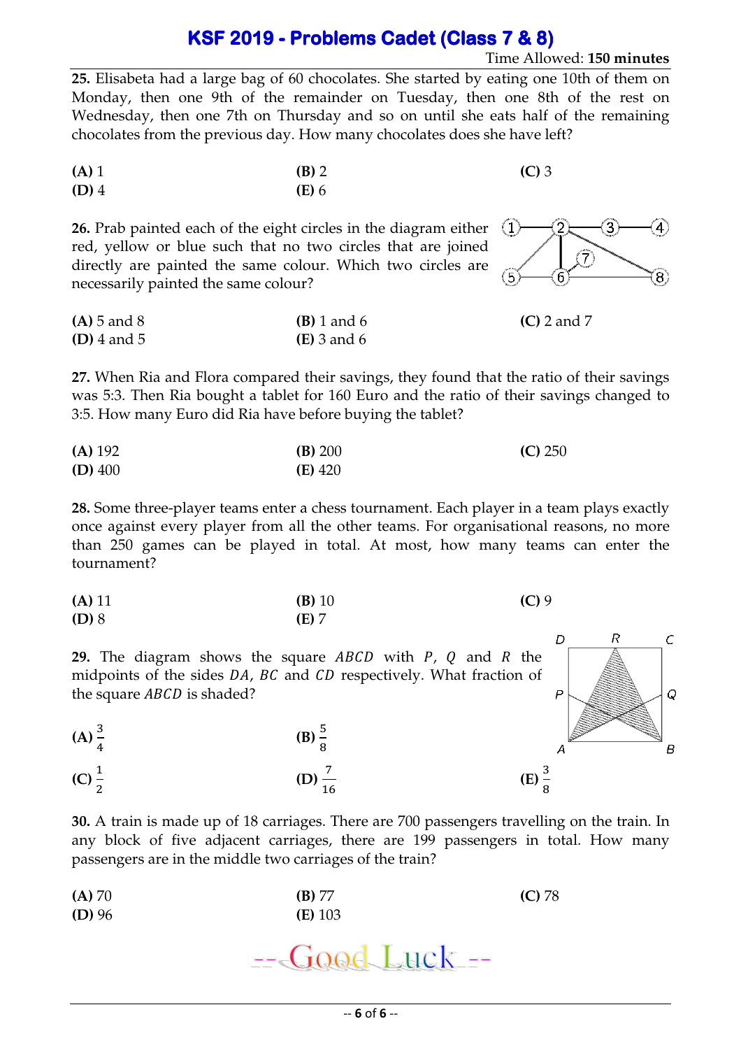# KSF 2019 - Problems Cadet (Class 7 & 8)

Time Allowed: **150 minutes**

**25.** Elisabeta had a large bag of 60 chocolates. She started by eating one 10th of them on Monday, then one 9th of the remainder on Tuesday, then one 8th of the rest on Wednesday, then one 7th on Thursday and so on until she eats half of the remaining chocolates from the previous day. How many chocolates does she have left?

**(A)** 1 **(B)** 2 **(C)** 3
**(D)** 4 **(E)** 6

**26.** Prab painted each of the eight circles in the diagram either red, yellow or blue such that no two circles that are joined directly are painted the same colour. Which two circles are necessarily painted the same colour?

1 2 3 4
7
5 6 8

**(A)** 5 and 8 **(B)** 1 and 6 **(C)** 2 and 7
**(D)** 4 and 5 **(E)** 3 and 6

**27.** When Ria and Flora compared their savings, they found that the ratio of their savings was 5:3. Then Ria bought a tablet for 160 Euro and the ratio of their savings changed to 3:5. How many Euro did Ria have before buying the tablet?

**(A)** 192 **(B)** 200 **(C)** 250
**(D)** 400 **(E)** 420

**28.** Some three-player teams enter a chess tournament. Each player in a team plays exactly once against every player from all the other teams. For organisational reasons, no more than 250 games can be played in total. At most, how many teams can enter the tournament?

**(A)** 11 **(B)** 10 **(C)** 9
**(D)** 8 **(E)** 7

**29.** The diagram shows the square $ABCD$ with $P$, $Q$ and $R$ the midpoints of the sides $DA$, $BC$ and $CD$ respectively. What fraction of the square $ABCD$ is shaded?

D R C
P Q
A B

**(A)** $\frac{3}{4}$ **(B)** $\frac{5}{8}$
**(C)** $\frac{1}{2}$ **(D)** $\frac{7}{16}$ **(E)** $\frac{3}{8}$

**30.** A train is made up of 18 carriages. There are 700 passengers travelling on the train. In any block of five adjacent carriages, there are 199 passengers in total. How many passengers are in the middle two carriages of the train?

**(A)** 70 **(B)** 77 **(C)** 78
**(D)** 96 **(E)** 103

-- Good Luck --